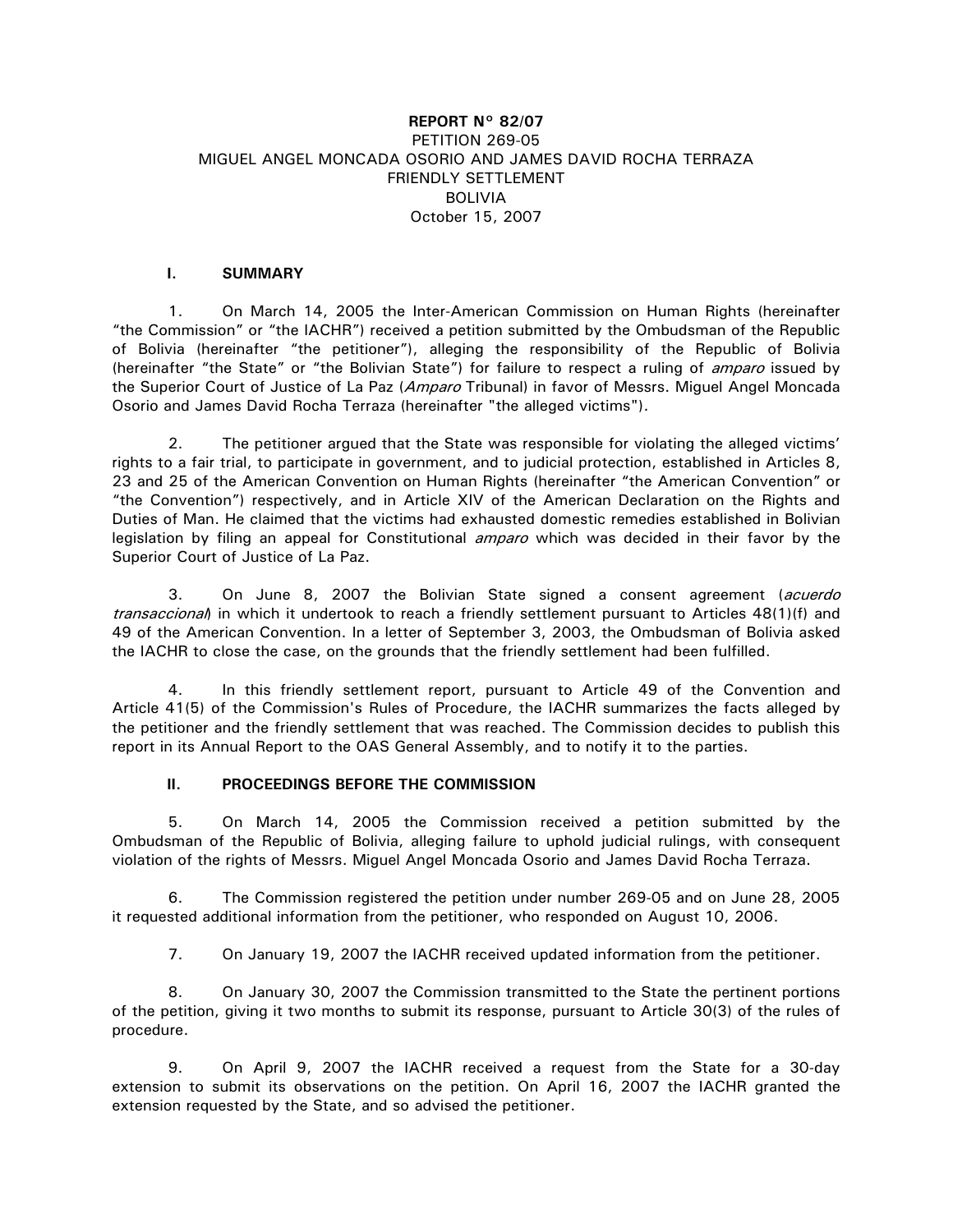**REPORT N° 82/07**
PETITION 269-05
MIGUEL ANGEL MONCADA OSORIO AND JAMES DAVID ROCHA TERRAZA
FRIENDLY SETTLEMENT
BOLIVIA
October 15, 2007

## I. SUMMARY

1. On March 14, 2005 the Inter-American Commission on Human Rights (hereinafter "the Commission" or "the IACHR") received a petition submitted by the Ombudsman of the Republic of Bolivia (hereinafter "the petitioner"), alleging the responsibility of the Republic of Bolivia (hereinafter "the State" or "the Bolivian State") for failure to respect a ruling of *amparo* issued by the Superior Court of Justice of La Paz (*Amparo* Tribunal) in favor of Messrs. Miguel Angel Moncada Osorio and James David Rocha Terraza (hereinafter "the alleged victims").

2. The petitioner argued that the State was responsible for violating the alleged victims' rights to a fair trial, to participate in government, and to judicial protection, established in Articles 8, 23 and 25 of the American Convention on Human Rights (hereinafter "the American Convention" or "the Convention") respectively, and in Article XIV of the American Declaration on the Rights and Duties of Man. He claimed that the victims had exhausted domestic remedies established in Bolivian legislation by filing an appeal for Constitutional *amparo* which was decided in their favor by the Superior Court of Justice of La Paz.

3. On June 8, 2007 the Bolivian State signed a consent agreement (*acuerdo transaccional*) in which it undertook to reach a friendly settlement pursuant to Articles 48(1)(f) and 49 of the American Convention. In a letter of September 3, 2003, the Ombudsman of Bolivia asked the IACHR to close the case, on the grounds that the friendly settlement had been fulfilled.

4. In this friendly settlement report, pursuant to Article 49 of the Convention and Article 41(5) of the Commission's Rules of Procedure, the IACHR summarizes the facts alleged by the petitioner and the friendly settlement that was reached. The Commission decides to publish this report in its Annual Report to the OAS General Assembly, and to notify it to the parties.

## II. PROCEEDINGS BEFORE THE COMMISSION

5. On March 14, 2005 the Commission received a petition submitted by the Ombudsman of the Republic of Bolivia, alleging failure to uphold judicial rulings, with consequent violation of the rights of Messrs. Miguel Angel Moncada Osorio and James David Rocha Terraza.

6. The Commission registered the petition under number 269-05 and on June 28, 2005 it requested additional information from the petitioner, who responded on August 10, 2006.

7. On January 19, 2007 the IACHR received updated information from the petitioner.

8. On January 30, 2007 the Commission transmitted to the State the pertinent portions of the petition, giving it two months to submit its response, pursuant to Article 30(3) of the rules of procedure.

9. On April 9, 2007 the IACHR received a request from the State for a 30-day extension to submit its observations on the petition. On April 16, 2007 the IACHR granted the extension requested by the State, and so advised the petitioner.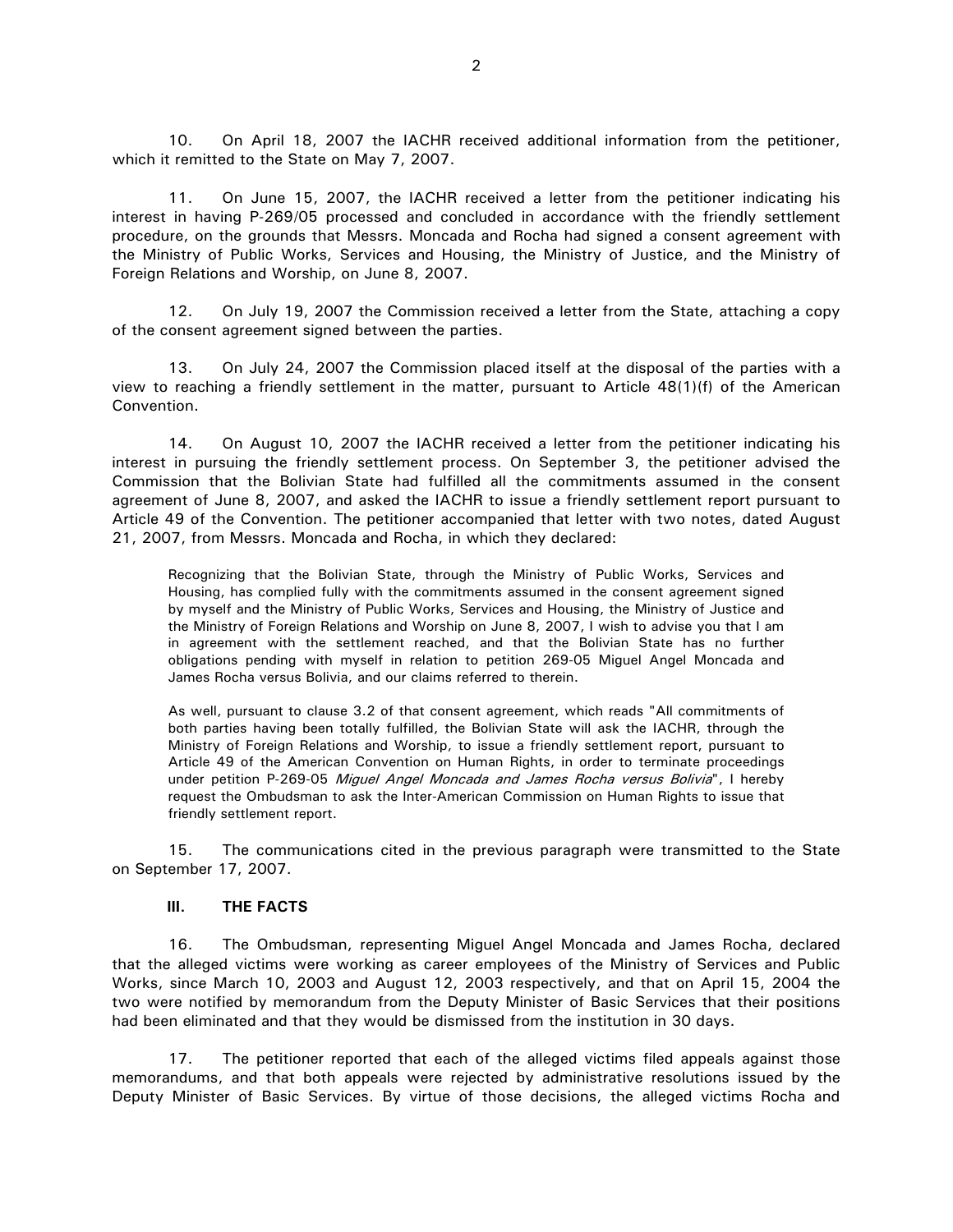10. On April 18, 2007 the IACHR received additional information from the petitioner, which it remitted to the State on May 7, 2007.

11. On June 15, 2007, the IACHR received a letter from the petitioner indicating his interest in having P-269/05 processed and concluded in accordance with the friendly settlement procedure, on the grounds that Messrs. Moncada and Rocha had signed a consent agreement with the Ministry of Public Works, Services and Housing, the Ministry of Justice, and the Ministry of Foreign Relations and Worship, on June 8, 2007.

12. On July 19, 2007 the Commission received a letter from the State, attaching a copy of the consent agreement signed between the parties.

13. On July 24, 2007 the Commission placed itself at the disposal of the parties with a view to reaching a friendly settlement in the matter, pursuant to Article 48(1)(f) of the American Convention.

14. On August 10, 2007 the IACHR received a letter from the petitioner indicating his interest in pursuing the friendly settlement process. On September 3, the petitioner advised the Commission that the Bolivian State had fulfilled all the commitments assumed in the consent agreement of June 8, 2007, and asked the IACHR to issue a friendly settlement report pursuant to Article 49 of the Convention. The petitioner accompanied that letter with two notes, dated August 21, 2007, from Messrs. Moncada and Rocha, in which they declared:

> Recognizing that the Bolivian State, through the Ministry of Public Works, Services and Housing, has complied fully with the commitments assumed in the consent agreement signed by myself and the Ministry of Public Works, Services and Housing, the Ministry of Justice and the Ministry of Foreign Relations and Worship on June 8, 2007, I wish to advise you that I am in agreement with the settlement reached, and that the Bolivian State has no further obligations pending with myself in relation to petition 269-05 Miguel Angel Moncada and James Rocha versus Bolivia, and our claims referred to therein.
>
> As well, pursuant to clause 3.2 of that consent agreement, which reads "All commitments of both parties having been totally fulfilled, the Bolivian State will ask the IACHR, through the Ministry of Foreign Relations and Worship, to issue a friendly settlement report, pursuant to Article 49 of the American Convention on Human Rights, in order to terminate proceedings under petition P-269-05 *Miguel Angel Moncada and James Rocha versus Bolivia*", I hereby request the Ombudsman to ask the Inter-American Commission on Human Rights to issue that friendly settlement report.

15. The communications cited in the previous paragraph were transmitted to the State on September 17, 2007.

## III. THE FACTS

16. The Ombudsman, representing Miguel Angel Moncada and James Rocha, declared that the alleged victims were working as career employees of the Ministry of Services and Public Works, since March 10, 2003 and August 12, 2003 respectively, and that on April 15, 2004 the two were notified by memorandum from the Deputy Minister of Basic Services that their positions had been eliminated and that they would be dismissed from the institution in 30 days.

17. The petitioner reported that each of the alleged victims filed appeals against those memorandums, and that both appeals were rejected by administrative resolutions issued by the Deputy Minister of Basic Services. By virtue of those decisions, the alleged victims Rocha and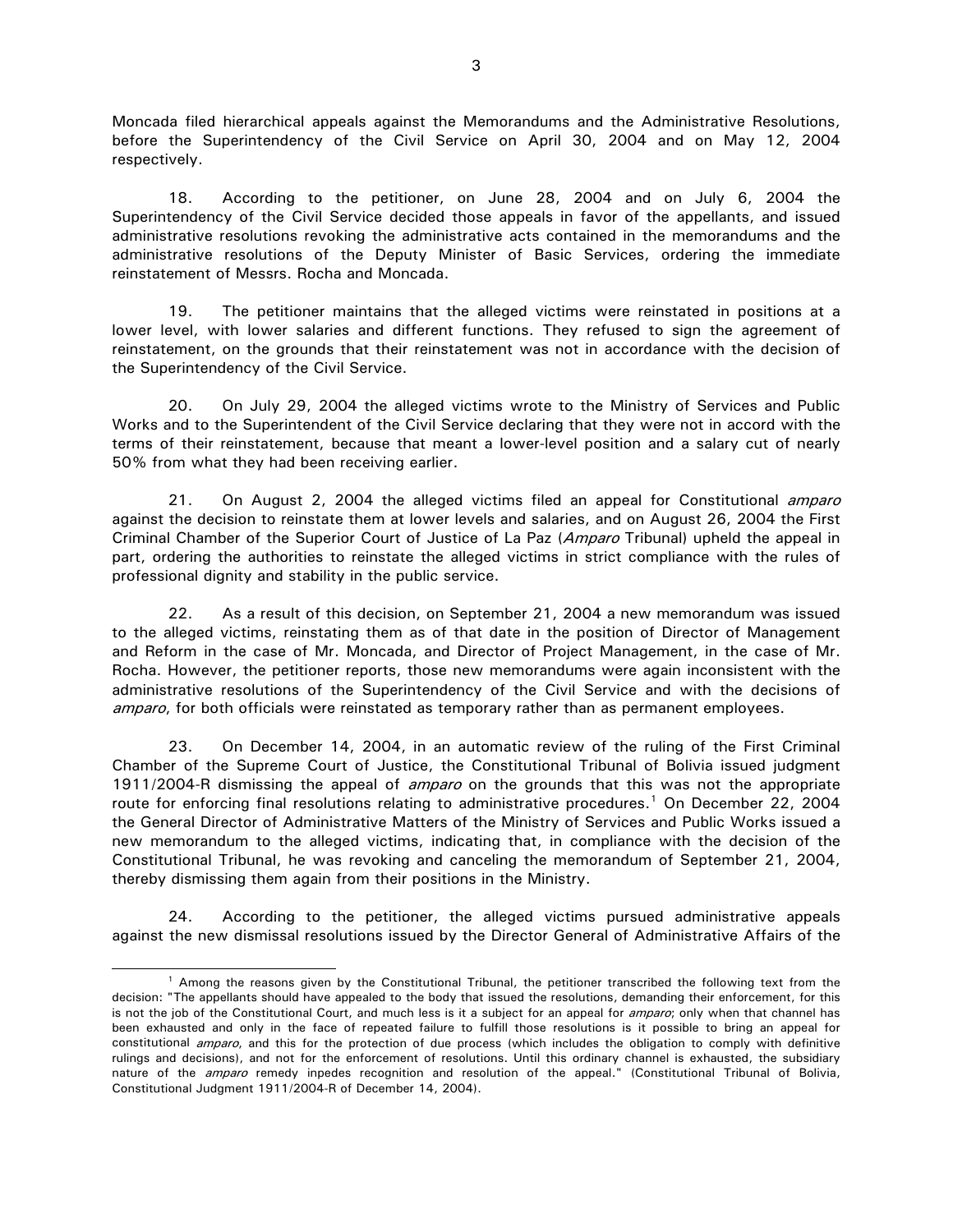Moncada filed hierarchical appeals against the Memorandums and the Administrative Resolutions, before the Superintendency of the Civil Service on April 30, 2004 and on May 12, 2004 respectively.

18. According to the petitioner, on June 28, 2004 and on July 6, 2004 the Superintendency of the Civil Service decided those appeals in favor of the appellants, and issued administrative resolutions revoking the administrative acts contained in the memorandums and the administrative resolutions of the Deputy Minister of Basic Services, ordering the immediate reinstatement of Messrs. Rocha and Moncada.

19. The petitioner maintains that the alleged victims were reinstated in positions at a lower level, with lower salaries and different functions. They refused to sign the agreement of reinstatement, on the grounds that their reinstatement was not in accordance with the decision of the Superintendency of the Civil Service.

20. On July 29, 2004 the alleged victims wrote to the Ministry of Services and Public Works and to the Superintendent of the Civil Service declaring that they were not in accord with the terms of their reinstatement, because that meant a lower-level position and a salary cut of nearly 50% from what they had been receiving earlier.

21. On August 2, 2004 the alleged victims filed an appeal for Constitutional *amparo* against the decision to reinstate them at lower levels and salaries, and on August 26, 2004 the First Criminal Chamber of the Superior Court of Justice of La Paz (*Amparo* Tribunal) upheld the appeal in part, ordering the authorities to reinstate the alleged victims in strict compliance with the rules of professional dignity and stability in the public service.

22. As a result of this decision, on September 21, 2004 a new memorandum was issued to the alleged victims, reinstating them as of that date in the position of Director of Management and Reform in the case of Mr. Moncada, and Director of Project Management, in the case of Mr. Rocha. However, the petitioner reports, those new memorandums were again inconsistent with the administrative resolutions of the Superintendency of the Civil Service and with the decisions of *amparo*, for both officials were reinstated as temporary rather than as permanent employees.

23. On December 14, 2004, in an automatic review of the ruling of the First Criminal Chamber of the Supreme Court of Justice, the Constitutional Tribunal of Bolivia issued judgment 1911/2004-R dismissing the appeal of *amparo* on the grounds that this was not the appropriate route for enforcing final resolutions relating to administrative procedures.[1] On December 22, 2004 the General Director of Administrative Matters of the Ministry of Services and Public Works issued a new memorandum to the alleged victims, indicating that, in compliance with the decision of the Constitutional Tribunal, he was revoking and canceling the memorandum of September 21, 2004, thereby dismissing them again from their positions in the Ministry.

24. According to the petitioner, the alleged victims pursued administrative appeals against the new dismissal resolutions issued by the Director General of Administrative Affairs of the

---

[1] Among the reasons given by the Constitutional Tribunal, the petitioner transcribed the following text from the decision: "The appellants should have appealed to the body that issued the resolutions, demanding their enforcement, for this is not the job of the Constitutional Court, and much less is it a subject for an appeal for *amparo*; only when that channel has been exhausted and only in the face of repeated failure to fulfill those resolutions is it possible to bring an appeal for constitutional *amparo*, and this for the protection of due process (which includes the obligation to comply with definitive rulings and decisions), and not for the enforcement of resolutions. Until this ordinary channel is exhausted, the subsidiary nature of the *amparo* remedy inpedes recognition and resolution of the appeal." (Constitutional Tribunal of Bolivia, Constitutional Judgment 1911/2004-R of December 14, 2004).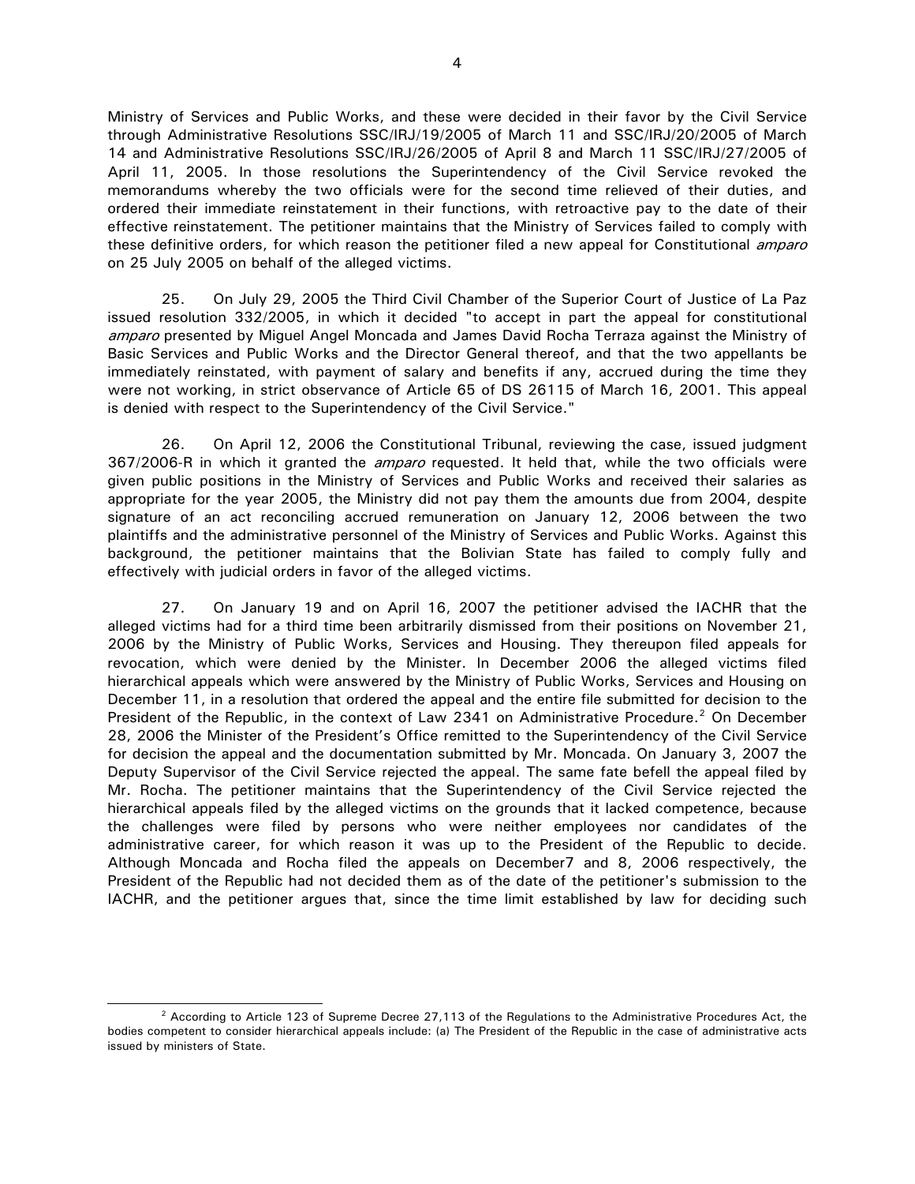Ministry of Services and Public Works, and these were decided in their favor by the Civil Service through Administrative Resolutions SSC/IRJ/19/2005 of March 11 and SSC/IRJ/20/2005 of March 14 and Administrative Resolutions SSC/IRJ/26/2005 of April 8 and March 11 SSC/IRJ/27/2005 of April 11, 2005. In those resolutions the Superintendency of the Civil Service revoked the memorandums whereby the two officials were for the second time relieved of their duties, and ordered their immediate reinstatement in their functions, with retroactive pay to the date of their effective reinstatement. The petitioner maintains that the Ministry of Services failed to comply with these definitive orders, for which reason the petitioner filed a new appeal for Constitutional *amparo* on 25 July 2005 on behalf of the alleged victims.

25. On July 29, 2005 the Third Civil Chamber of the Superior Court of Justice of La Paz issued resolution 332/2005, in which it decided "to accept in part the appeal for constitutional *amparo* presented by Miguel Angel Moncada and James David Rocha Terraza against the Ministry of Basic Services and Public Works and the Director General thereof, and that the two appellants be immediately reinstated, with payment of salary and benefits if any, accrued during the time they were not working, in strict observance of Article 65 of DS 26115 of March 16, 2001. This appeal is denied with respect to the Superintendency of the Civil Service."

26. On April 12, 2006 the Constitutional Tribunal, reviewing the case, issued judgment 367/2006-R in which it granted the *amparo* requested. It held that, while the two officials were given public positions in the Ministry of Services and Public Works and received their salaries as appropriate for the year 2005, the Ministry did not pay them the amounts due from 2004, despite signature of an act reconciling accrued remuneration on January 12, 2006 between the two plaintiffs and the administrative personnel of the Ministry of Services and Public Works. Against this background, the petitioner maintains that the Bolivian State has failed to comply fully and effectively with judicial orders in favor of the alleged victims.

27. On January 19 and on April 16, 2007 the petitioner advised the IACHR that the alleged victims had for a third time been arbitrarily dismissed from their positions on November 21, 2006 by the Ministry of Public Works, Services and Housing. They thereupon filed appeals for revocation, which were denied by the Minister. In December 2006 the alleged victims filed hierarchical appeals which were answered by the Ministry of Public Works, Services and Housing on December 11, in a resolution that ordered the appeal and the entire file submitted for decision to the President of the Republic, in the context of Law 2341 on Administrative Procedure.[2] On December 28, 2006 the Minister of the President's Office remitted to the Superintendency of the Civil Service for decision the appeal and the documentation submitted by Mr. Moncada. On January 3, 2007 the Deputy Supervisor of the Civil Service rejected the appeal. The same fate befell the appeal filed by Mr. Rocha. The petitioner maintains that the Superintendency of the Civil Service rejected the hierarchical appeals filed by the alleged victims on the grounds that it lacked competence, because the challenges were filed by persons who were neither employees nor candidates of the administrative career, for which reason it was up to the President of the Republic to decide. Although Moncada and Rocha filed the appeals on December7 and 8, 2006 respectively, the President of the Republic had not decided them as of the date of the petitioner's submission to the IACHR, and the petitioner argues that, since the time limit established by law for deciding such

[2] According to Article 123 of Supreme Decree 27,113 of the Regulations to the Administrative Procedures Act, the bodies competent to consider hierarchical appeals include: (a) The President of the Republic in the case of administrative acts issued by ministers of State.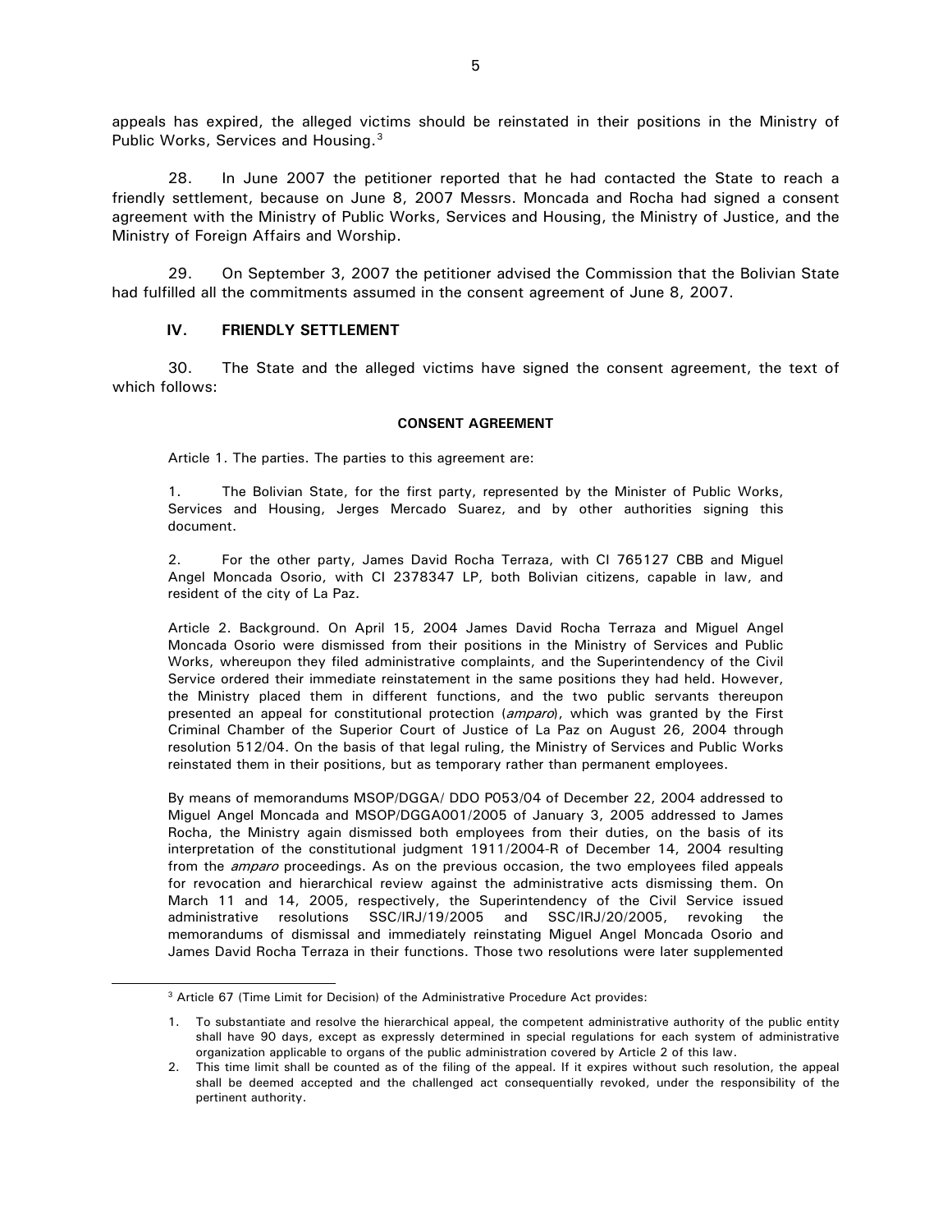appeals has expired, the alleged victims should be reinstated in their positions in the Ministry of Public Works, Services and Housing.[3]

28. In June 2007 the petitioner reported that he had contacted the State to reach a friendly settlement, because on June 8, 2007 Messrs. Moncada and Rocha had signed a consent agreement with the Ministry of Public Works, Services and Housing, the Ministry of Justice, and the Ministry of Foreign Affairs and Worship.

29. On September 3, 2007 the petitioner advised the Commission that the Bolivian State had fulfilled all the commitments assumed in the consent agreement of June 8, 2007.

## IV. FRIENDLY SETTLEMENT

30. The State and the alleged victims have signed the consent agreement, the text of which follows:

**CONSENT AGREEMENT**

> Article 1. The parties. The parties to this agreement are:
>
> 1. The Bolivian State, for the first party, represented by the Minister of Public Works, Services and Housing, Jerges Mercado Suarez, and by other authorities signing this document.
>
> 2. For the other party, James David Rocha Terraza, with CI 765127 CBB and Miguel Angel Moncada Osorio, with CI 2378347 LP, both Bolivian citizens, capable in law, and resident of the city of La Paz.
>
> Article 2. Background. On April 15, 2004 James David Rocha Terraza and Miguel Angel Moncada Osorio were dismissed from their positions in the Ministry of Services and Public Works, whereupon they filed administrative complaints, and the Superintendency of the Civil Service ordered their immediate reinstatement in the same positions they had held. However, the Ministry placed them in different functions, and the two public servants thereupon presented an appeal for constitutional protection (*amparo*), which was granted by the First Criminal Chamber of the Superior Court of Justice of La Paz on August 26, 2004 through resolution 512/04. On the basis of that legal ruling, the Ministry of Services and Public Works reinstated them in their positions, but as temporary rather than permanent employees.
>
> By means of memorandums MSOP/DGGA/ DDO P053/04 of December 22, 2004 addressed to Miguel Angel Moncada and MSOP/DGGA001/2005 of January 3, 2005 addressed to James Rocha, the Ministry again dismissed both employees from their duties, on the basis of its interpretation of the constitutional judgment 1911/2004-R of December 14, 2004 resulting from the *amparo* proceedings. As on the previous occasion, the two employees filed appeals for revocation and hierarchical review against the administrative acts dismissing them. On March 11 and 14, 2005, respectively, the Superintendency of the Civil Service issued administrative resolutions SSC/IRJ/19/2005 and SSC/IRJ/20/2005, revoking the memorandums of dismissal and immediately reinstating Miguel Angel Moncada Osorio and James David Rocha Terraza in their functions. Those two resolutions were later supplemented

---

[3] Article 67 (Time Limit for Decision) of the Administrative Procedure Act provides:

1. To substantiate and resolve the hierarchical appeal, the competent administrative authority of the public entity shall have 90 days, except as expressly determined in special regulations for each system of administrative organization applicable to organs of the public administration covered by Article 2 of this law.
2. This time limit shall be counted as of the filing of the appeal. If it expires without such resolution, the appeal shall be deemed accepted and the challenged act consequentially revoked, under the responsibility of the pertinent authority.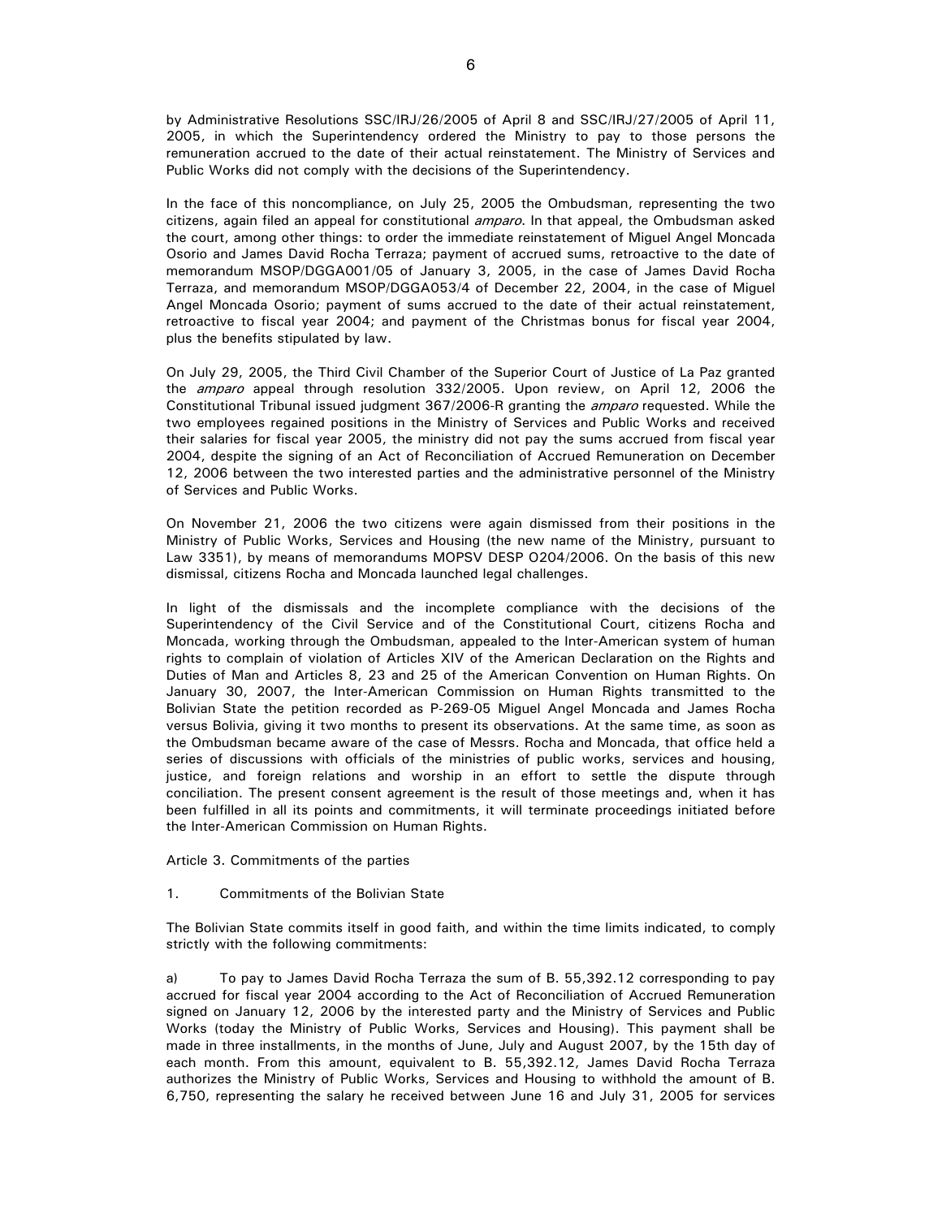by Administrative Resolutions SSC/IRJ/26/2005 of April 8 and SSC/IRJ/27/2005 of April 11, 2005, in which the Superintendency ordered the Ministry to pay to those persons the remuneration accrued to the date of their actual reinstatement. The Ministry of Services and Public Works did not comply with the decisions of the Superintendency.

In the face of this noncompliance, on July 25, 2005 the Ombudsman, representing the two citizens, again filed an appeal for constitutional *amparo*. In that appeal, the Ombudsman asked the court, among other things: to order the immediate reinstatement of Miguel Angel Moncada Osorio and James David Rocha Terraza; payment of accrued sums, retroactive to the date of memorandum MSOP/DGGA001/05 of January 3, 2005, in the case of James David Rocha Terraza, and memorandum MSOP/DGGA053/4 of December 22, 2004, in the case of Miguel Angel Moncada Osorio; payment of sums accrued to the date of their actual reinstatement, retroactive to fiscal year 2004; and payment of the Christmas bonus for fiscal year 2004, plus the benefits stipulated by law.

On July 29, 2005, the Third Civil Chamber of the Superior Court of Justice of La Paz granted the *amparo* appeal through resolution 332/2005. Upon review, on April 12, 2006 the Constitutional Tribunal issued judgment 367/2006-R granting the *amparo* requested. While the two employees regained positions in the Ministry of Services and Public Works and received their salaries for fiscal year 2005, the ministry did not pay the sums accrued from fiscal year 2004, despite the signing of an Act of Reconciliation of Accrued Remuneration on December 12, 2006 between the two interested parties and the administrative personnel of the Ministry of Services and Public Works.

On November 21, 2006 the two citizens were again dismissed from their positions in the Ministry of Public Works, Services and Housing (the new name of the Ministry, pursuant to Law 3351), by means of memorandums MOPSV DESP O204/2006. On the basis of this new dismissal, citizens Rocha and Moncada launched legal challenges.

In light of the dismissals and the incomplete compliance with the decisions of the Superintendency of the Civil Service and of the Constitutional Court, citizens Rocha and Moncada, working through the Ombudsman, appealed to the Inter-American system of human rights to complain of violation of Articles XIV of the American Declaration on the Rights and Duties of Man and Articles 8, 23 and 25 of the American Convention on Human Rights. On January 30, 2007, the Inter-American Commission on Human Rights transmitted to the Bolivian State the petition recorded as P-269-05 Miguel Angel Moncada and James Rocha versus Bolivia, giving it two months to present its observations. At the same time, as soon as the Ombudsman became aware of the case of Messrs. Rocha and Moncada, that office held a series of discussions with officials of the ministries of public works, services and housing, justice, and foreign relations and worship in an effort to settle the dispute through conciliation. The present consent agreement is the result of those meetings and, when it has been fulfilled in all its points and commitments, it will terminate proceedings initiated before the Inter-American Commission on Human Rights.

Article 3. Commitments of the parties

1. Commitments of the Bolivian State

The Bolivian State commits itself in good faith, and within the time limits indicated, to comply strictly with the following commitments:

a) To pay to James David Rocha Terraza the sum of B. 55,392.12 corresponding to pay accrued for fiscal year 2004 according to the Act of Reconciliation of Accrued Remuneration signed on January 12, 2006 by the interested party and the Ministry of Services and Public Works (today the Ministry of Public Works, Services and Housing). This payment shall be made in three installments, in the months of June, July and August 2007, by the 15th day of each month. From this amount, equivalent to B. 55,392.12, James David Rocha Terraza authorizes the Ministry of Public Works, Services and Housing to withhold the amount of B. 6,750, representing the salary he received between June 16 and July 31, 2005 for services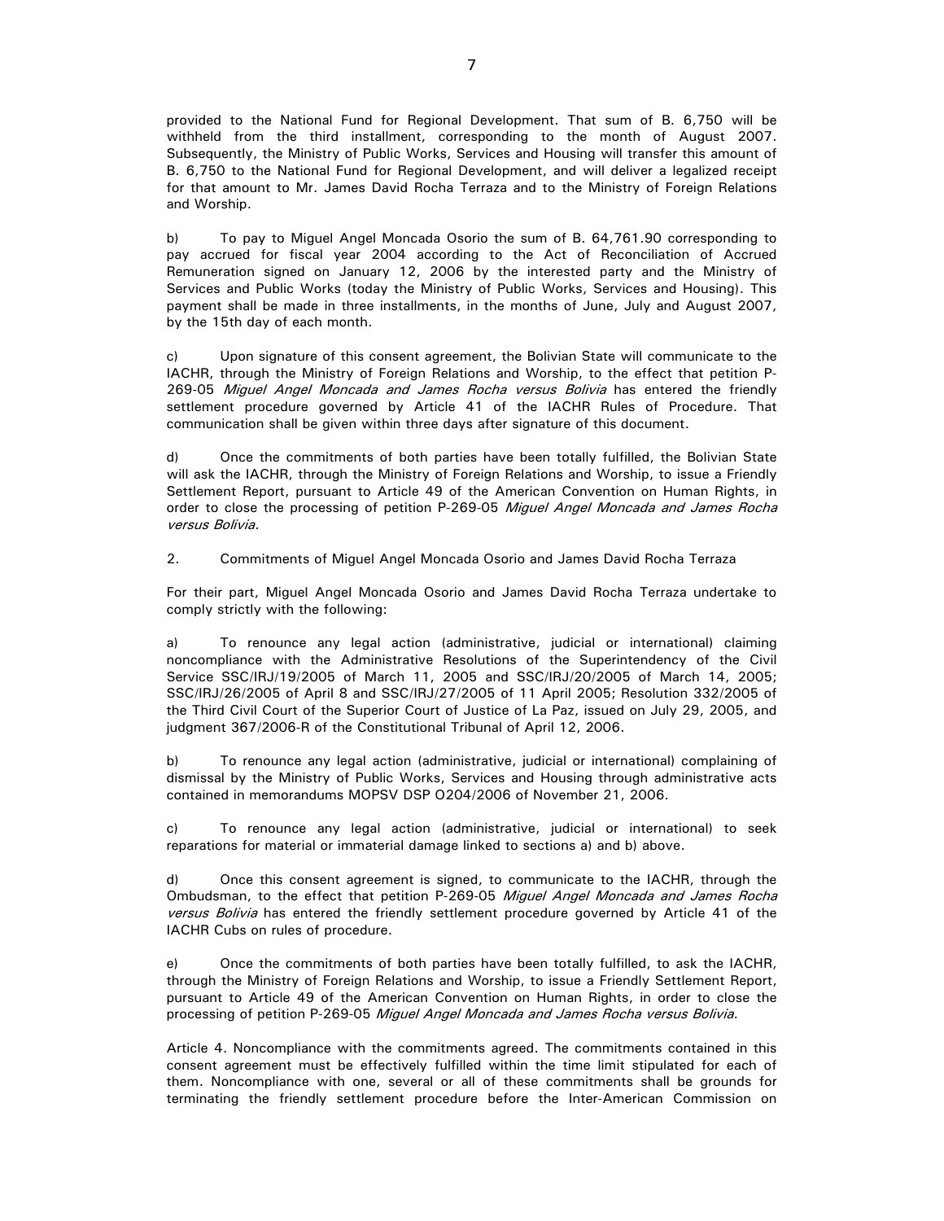provided to the National Fund for Regional Development. That sum of B. 6,750 will be withheld from the third installment, corresponding to the month of August 2007. Subsequently, the Ministry of Public Works, Services and Housing will transfer this amount of B. 6,750 to the National Fund for Regional Development, and will deliver a legalized receipt for that amount to Mr. James David Rocha Terraza and to the Ministry of Foreign Relations and Worship.

b) To pay to Miguel Angel Moncada Osorio the sum of B. 64,761.90 corresponding to pay accrued for fiscal year 2004 according to the Act of Reconciliation of Accrued Remuneration signed on January 12, 2006 by the interested party and the Ministry of Services and Public Works (today the Ministry of Public Works, Services and Housing). This payment shall be made in three installments, in the months of June, July and August 2007, by the 15th day of each month.

c) Upon signature of this consent agreement, the Bolivian State will communicate to the IACHR, through the Ministry of Foreign Relations and Worship, to the effect that petition P-269-05 *Miguel Angel Moncada and James Rocha versus Bolivia* has entered the friendly settlement procedure governed by Article 41 of the IACHR Rules of Procedure. That communication shall be given within three days after signature of this document.

d) Once the commitments of both parties have been totally fulfilled, the Bolivian State will ask the IACHR, through the Ministry of Foreign Relations and Worship, to issue a Friendly Settlement Report, pursuant to Article 49 of the American Convention on Human Rights, in order to close the processing of petition P-269-05 *Miguel Angel Moncada and James Rocha versus Bolivia.*

2. Commitments of Miguel Angel Moncada Osorio and James David Rocha Terraza

For their part, Miguel Angel Moncada Osorio and James David Rocha Terraza undertake to comply strictly with the following:

a) To renounce any legal action (administrative, judicial or international) claiming noncompliance with the Administrative Resolutions of the Superintendency of the Civil Service SSC/IRJ/19/2005 of March 11, 2005 and SSC/IRJ/20/2005 of March 14, 2005; SSC/IRJ/26/2005 of April 8 and SSC/IRJ/27/2005 of 11 April 2005; Resolution 332/2005 of the Third Civil Court of the Superior Court of Justice of La Paz, issued on July 29, 2005, and judgment 367/2006-R of the Constitutional Tribunal of April 12, 2006.

b) To renounce any legal action (administrative, judicial or international) complaining of dismissal by the Ministry of Public Works, Services and Housing through administrative acts contained in memorandums MOPSV DSP O204/2006 of November 21, 2006.

c) To renounce any legal action (administrative, judicial or international) to seek reparations for material or immaterial damage linked to sections a) and b) above.

d) Once this consent agreement is signed, to communicate to the IACHR, through the Ombudsman, to the effect that petition P-269-05 *Miguel Angel Moncada and James Rocha versus Bolivia* has entered the friendly settlement procedure governed by Article 41 of the IACHR Cubs on rules of procedure.

e) Once the commitments of both parties have been totally fulfilled, to ask the IACHR, through the Ministry of Foreign Relations and Worship, to issue a Friendly Settlement Report, pursuant to Article 49 of the American Convention on Human Rights, in order to close the processing of petition P-269-05 *Miguel Angel Moncada and James Rocha versus Bolivia.*

Article 4. Noncompliance with the commitments agreed. The commitments contained in this consent agreement must be effectively fulfilled within the time limit stipulated for each of them. Noncompliance with one, several or all of these commitments shall be grounds for terminating the friendly settlement procedure before the Inter-American Commission on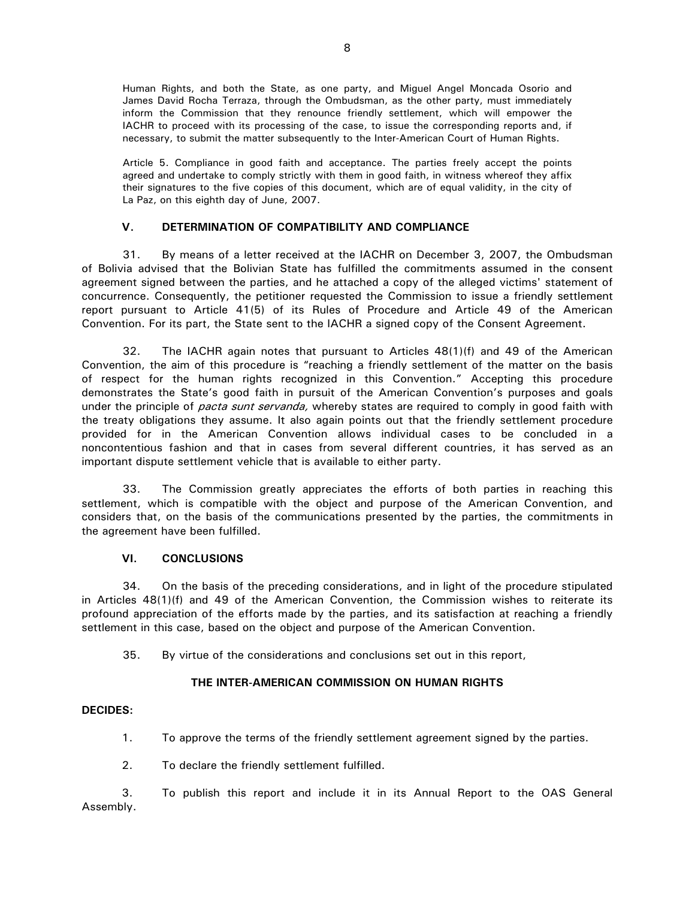Human Rights, and both the State, as one party, and Miguel Angel Moncada Osorio and James David Rocha Terraza, through the Ombudsman, as the other party, must immediately inform the Commission that they renounce friendly settlement, which will empower the IACHR to proceed with its processing of the case, to issue the corresponding reports and, if necessary, to submit the matter subsequently to the Inter-American Court of Human Rights.

Article 5. Compliance in good faith and acceptance. The parties freely accept the points agreed and undertake to comply strictly with them in good faith, in witness whereof they affix their signatures to the five copies of this document, which are of equal validity, in the city of La Paz, on this eighth day of June, 2007.

## V. DETERMINATION OF COMPATIBILITY AND COMPLIANCE

31. By means of a letter received at the IACHR on December 3, 2007, the Ombudsman of Bolivia advised that the Bolivian State has fulfilled the commitments assumed in the consent agreement signed between the parties, and he attached a copy of the alleged victims' statement of concurrence. Consequently, the petitioner requested the Commission to issue a friendly settlement report pursuant to Article 41(5) of its Rules of Procedure and Article 49 of the American Convention. For its part, the State sent to the IACHR a signed copy of the Consent Agreement.

32. The IACHR again notes that pursuant to Articles 48(1)(f) and 49 of the American Convention, the aim of this procedure is "reaching a friendly settlement of the matter on the basis of respect for the human rights recognized in this Convention." Accepting this procedure demonstrates the State's good faith in pursuit of the American Convention's purposes and goals under the principle of *pacta sunt servanda,* whereby states are required to comply in good faith with the treaty obligations they assume. It also again points out that the friendly settlement procedure provided for in the American Convention allows individual cases to be concluded in a noncontentious fashion and that in cases from several different countries, it has served as an important dispute settlement vehicle that is available to either party.

33. The Commission greatly appreciates the efforts of both parties in reaching this settlement, which is compatible with the object and purpose of the American Convention, and considers that, on the basis of the communications presented by the parties, the commitments in the agreement have been fulfilled.

## VI. CONCLUSIONS

34. On the basis of the preceding considerations, and in light of the procedure stipulated in Articles 48(1)(f) and 49 of the American Convention, the Commission wishes to reiterate its profound appreciation of the efforts made by the parties, and its satisfaction at reaching a friendly settlement in this case, based on the object and purpose of the American Convention.

35. By virtue of the considerations and conclusions set out in this report,

**THE INTER-AMERICAN COMMISSION ON HUMAN RIGHTS**

**DECIDES:**

1. To approve the terms of the friendly settlement agreement signed by the parties.

2. To declare the friendly settlement fulfilled.

3. To publish this report and include it in its Annual Report to the OAS General Assembly.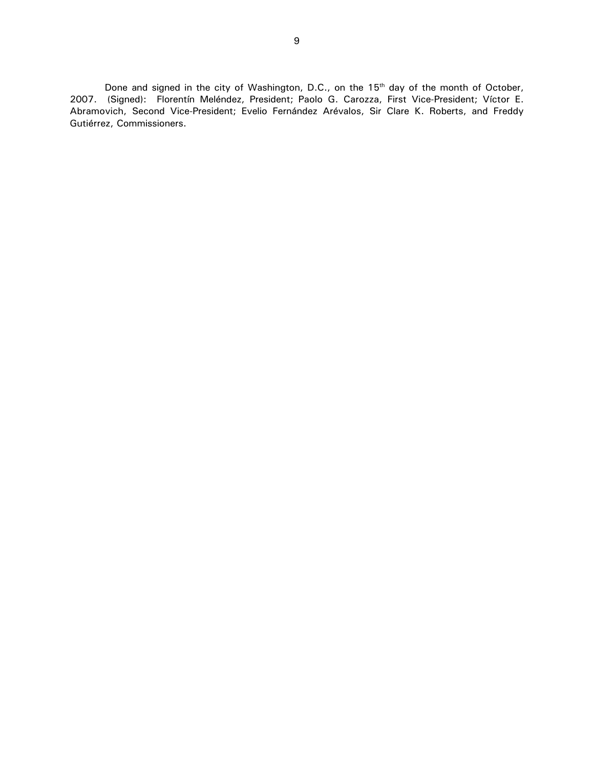Done and signed in the city of Washington, D.C., on the 15th day of the month of October, 2007. (Signed): Florentín Meléndez, President; Paolo G. Carozza, First Vice-President; Víctor E. Abramovich, Second Vice-President; Evelio Fernández Arévalos, Sir Clare K. Roberts, and Freddy Gutiérrez, Commissioners.